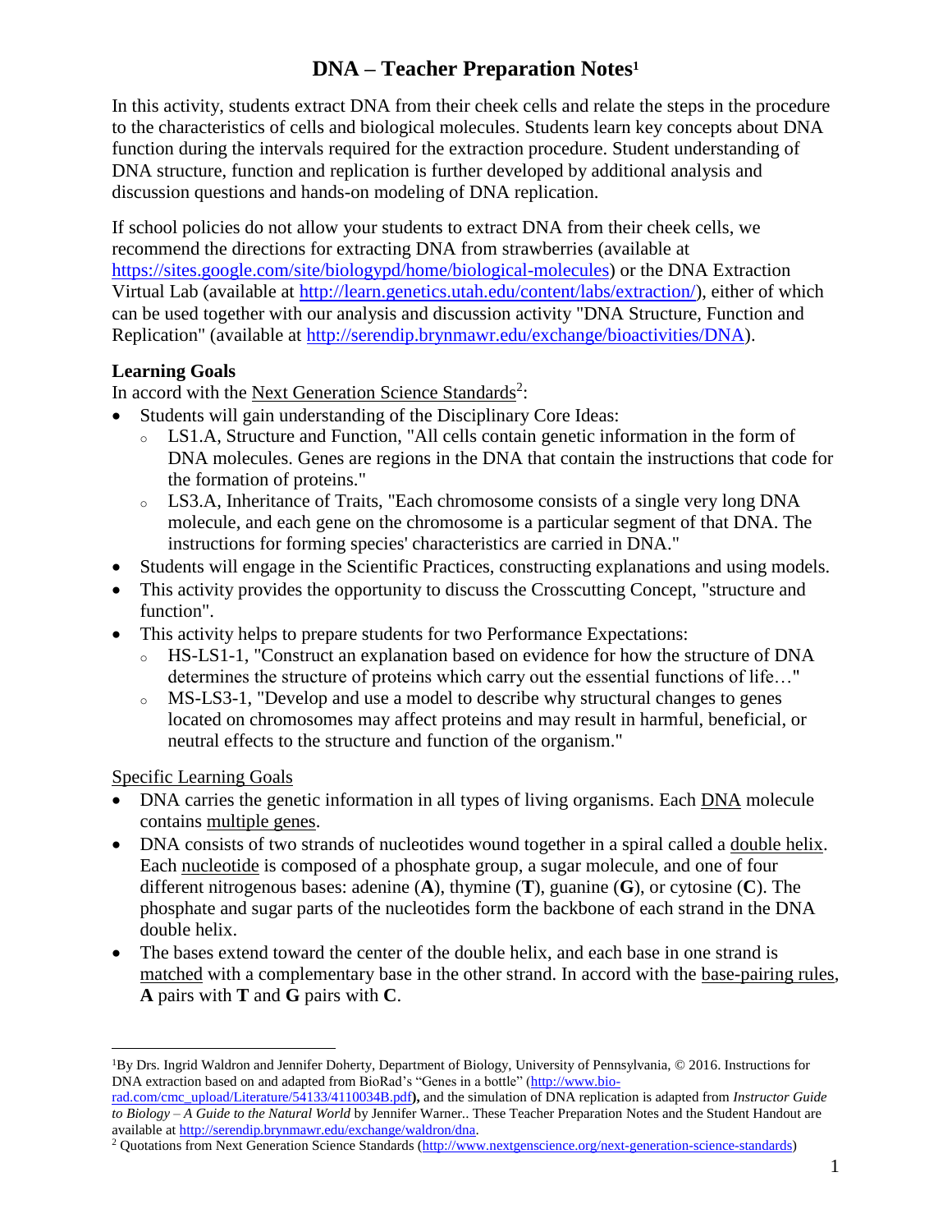# DNA – Teacher Preparation Notes[1]

In this activity, students extract DNA from their cheek cells and relate the steps in the procedure to the characteristics of cells and biological molecules. Students learn key concepts about DNA function during the intervals required for the extraction procedure. Student understanding of DNA structure, function and replication is further developed by additional analysis and discussion questions and hands-on modeling of DNA replication.

If school policies do not allow your students to extract DNA from their cheek cells, we recommend the directions for extracting DNA from strawberries (available at https://sites.google.com/site/biologypd/home/biological-molecules) or the DNA Extraction Virtual Lab (available at http://learn.genetics.utah.edu/content/labs/extraction/), either of which can be used together with our analysis and discussion activity "DNA Structure, Function and Replication" (available at http://serendip.brynmawr.edu/exchange/bioactivities/DNA).

**Learning Goals**

In accord with the Next Generation Science Standards[2]:

- Students will gain understanding of the Disciplinary Core Ideas:
  - LS1.A, Structure and Function, "All cells contain genetic information in the form of DNA molecules. Genes are regions in the DNA that contain the instructions that code for the formation of proteins."
  - LS3.A, Inheritance of Traits, "Each chromosome consists of a single very long DNA molecule, and each gene on the chromosome is a particular segment of that DNA. The instructions for forming species' characteristics are carried in DNA."
- Students will engage in the Scientific Practices, constructing explanations and using models.
- This activity provides the opportunity to discuss the Crosscutting Concept, "structure and function".
- This activity helps to prepare students for two Performance Expectations:
  - HS-LS1-1, "Construct an explanation based on evidence for how the structure of DNA determines the structure of proteins which carry out the essential functions of life…"
  - MS-LS3-1, "Develop and use a model to describe why structural changes to genes located on chromosomes may affect proteins and may result in harmful, beneficial, or neutral effects to the structure and function of the organism."

Specific Learning Goals

- DNA carries the genetic information in all types of living organisms. Each DNA molecule contains multiple genes.
- DNA consists of two strands of nucleotides wound together in a spiral called a double helix. Each nucleotide is composed of a phosphate group, a sugar molecule, and one of four different nitrogenous bases: adenine (**A**), thymine (**T**), guanine (**G**), or cytosine (**C**). The phosphate and sugar parts of the nucleotides form the backbone of each strand in the DNA double helix.
- The bases extend toward the center of the double helix, and each base in one strand is matched with a complementary base in the other strand. In accord with the base-pairing rules, **A** pairs with **T** and **G** pairs with **C**.

---

[1] By Drs. Ingrid Waldron and Jennifer Doherty, Department of Biology, University of Pennsylvania, © 2016. Instructions for DNA extraction based on and adapted from BioRad's "Genes in a bottle" (http://www.bio-rad.com/cmc_upload/Literature/54133/4110034B.pdf**),** and the simulation of DNA replication is adapted from *Instructor Guide to Biology – A Guide to the Natural World* by Jennifer Warner.. These Teacher Preparation Notes and the Student Handout are available at http://serendip.brynmawr.edu/exchange/waldron/dna.

[2] Quotations from Next Generation Science Standards (http://www.nextgenscience.org/next-generation-science-standards)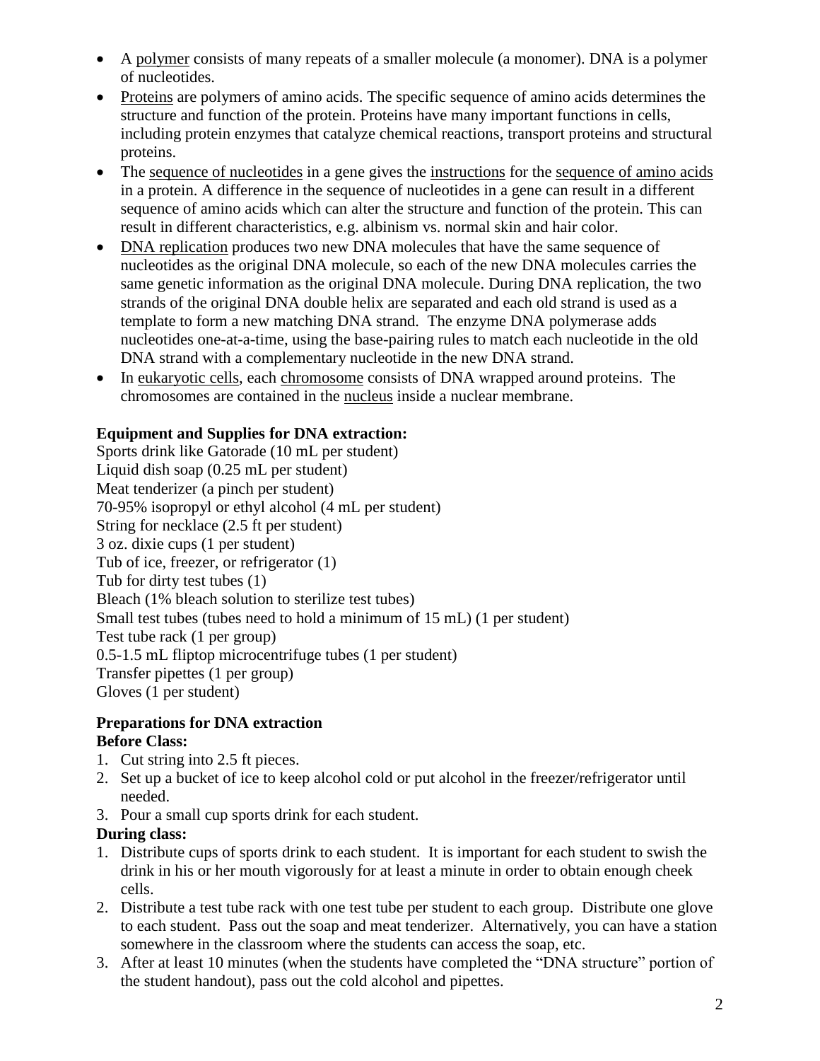- A polymer consists of many repeats of a smaller molecule (a monomer). DNA is a polymer of nucleotides.
- Proteins are polymers of amino acids. The specific sequence of amino acids determines the structure and function of the protein. Proteins have many important functions in cells, including protein enzymes that catalyze chemical reactions, transport proteins and structural proteins.
- The sequence of nucleotides in a gene gives the instructions for the sequence of amino acids in a protein. A difference in the sequence of nucleotides in a gene can result in a different sequence of amino acids which can alter the structure and function of the protein. This can result in different characteristics, e.g. albinism vs. normal skin and hair color.
- DNA replication produces two new DNA molecules that have the same sequence of nucleotides as the original DNA molecule, so each of the new DNA molecules carries the same genetic information as the original DNA molecule. During DNA replication, the two strands of the original DNA double helix are separated and each old strand is used as a template to form a new matching DNA strand. The enzyme DNA polymerase adds nucleotides one-at-a-time, using the base-pairing rules to match each nucleotide in the old DNA strand with a complementary nucleotide in the new DNA strand.
- In eukaryotic cells, each chromosome consists of DNA wrapped around proteins. The chromosomes are contained in the nucleus inside a nuclear membrane.

**Equipment and Supplies for DNA extraction:**

Sports drink like Gatorade (10 mL per student)
Liquid dish soap (0.25 mL per student)
Meat tenderizer (a pinch per student)
70-95% isopropyl or ethyl alcohol (4 mL per student)
String for necklace (2.5 ft per student)
3 oz. dixie cups (1 per student)
Tub of ice, freezer, or refrigerator (1)
Tub for dirty test tubes (1)
Bleach (1% bleach solution to sterilize test tubes)
Small test tubes (tubes need to hold a minimum of 15 mL) (1 per student)
Test tube rack (1 per group)
0.5-1.5 mL fliptop microcentrifuge tubes (1 per student)
Transfer pipettes (1 per group)
Gloves (1 per student)

**Preparations for DNA extraction**

**Before Class:**

1. Cut string into 2.5 ft pieces.
2. Set up a bucket of ice to keep alcohol cold or put alcohol in the freezer/refrigerator until needed.
3. Pour a small cup sports drink for each student.

**During class:**

1. Distribute cups of sports drink to each student. It is important for each student to swish the drink in his or her mouth vigorously for at least a minute in order to obtain enough cheek cells.
2. Distribute a test tube rack with one test tube per student to each group. Distribute one glove to each student. Pass out the soap and meat tenderizer. Alternatively, you can have a station somewhere in the classroom where the students can access the soap, etc.
3. After at least 10 minutes (when the students have completed the "DNA structure" portion of the student handout), pass out the cold alcohol and pipettes.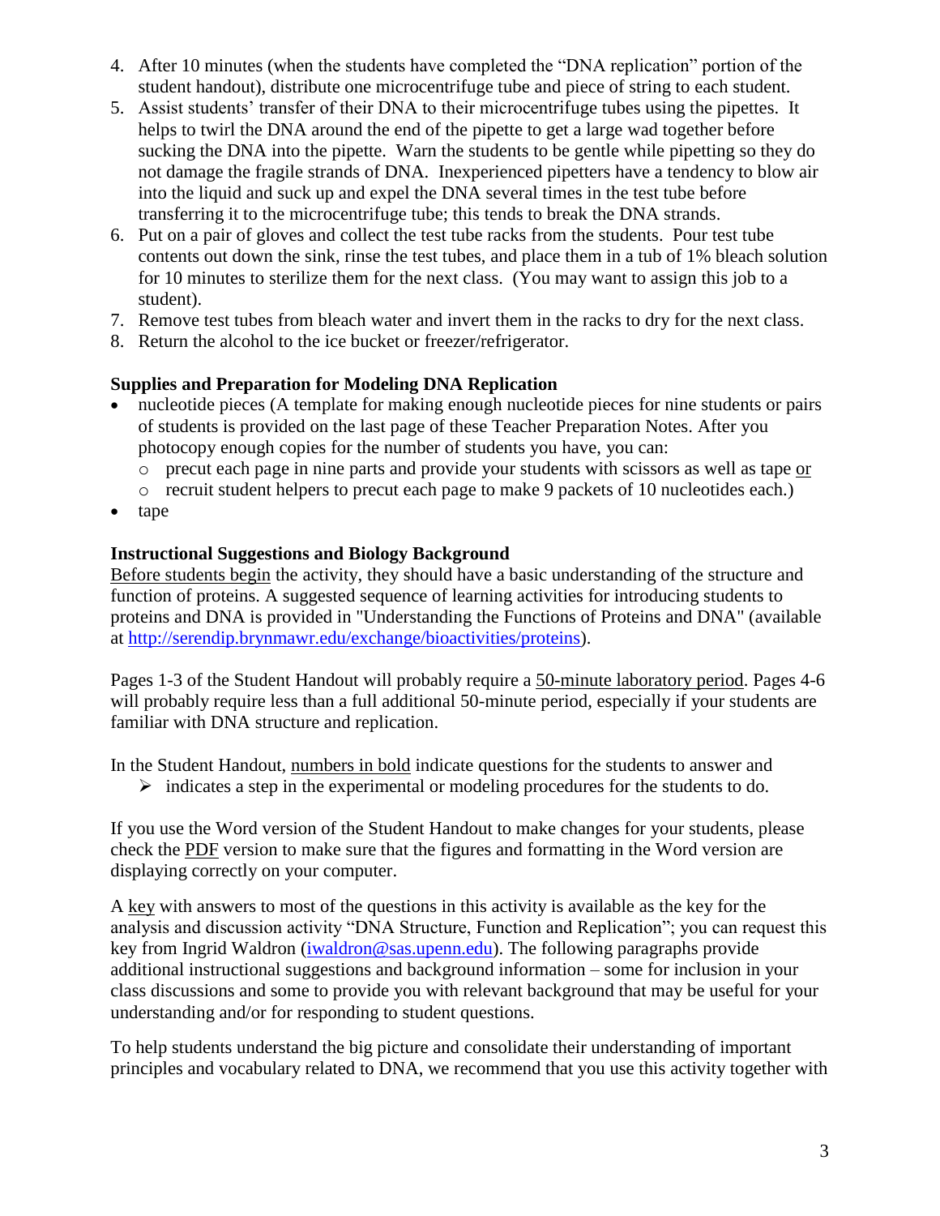4. After 10 minutes (when the students have completed the "DNA replication" portion of the student handout), distribute one microcentrifuge tube and piece of string to each student.
5. Assist students' transfer of their DNA to their microcentrifuge tubes using the pipettes. It helps to twirl the DNA around the end of the pipette to get a large wad together before sucking the DNA into the pipette. Warn the students to be gentle while pipetting so they do not damage the fragile strands of DNA. Inexperienced pipetters have a tendency to blow air into the liquid and suck up and expel the DNA several times in the test tube before transferring it to the microcentrifuge tube; this tends to break the DNA strands.
6. Put on a pair of gloves and collect the test tube racks from the students. Pour test tube contents out down the sink, rinse the test tubes, and place them in a tub of 1% bleach solution for 10 minutes to sterilize them for the next class. (You may want to assign this job to a student).
7. Remove test tubes from bleach water and invert them in the racks to dry for the next class.
8. Return the alcohol to the ice bucket or freezer/refrigerator.

**Supplies and Preparation for Modeling DNA Replication**

- nucleotide pieces (A template for making enough nucleotide pieces for nine students or pairs of students is provided on the last page of these Teacher Preparation Notes. After you photocopy enough copies for the number of students you have, you can:
  - precut each page in nine parts and provide your students with scissors as well as tape or
  - recruit student helpers to precut each page to make 9 packets of 10 nucleotides each.)
- tape

**Instructional Suggestions and Biology Background**

Before students begin the activity, they should have a basic understanding of the structure and function of proteins. A suggested sequence of learning activities for introducing students to proteins and DNA is provided in "Understanding the Functions of Proteins and DNA" (available at http://serendip.brynmawr.edu/exchange/bioactivities/proteins).

Pages 1-3 of the Student Handout will probably require a 50-minute laboratory period. Pages 4-6 will probably require less than a full additional 50-minute period, especially if your students are familiar with DNA structure and replication.

In the Student Handout, numbers in bold indicate questions for the students to answer and

- ➢ indicates a step in the experimental or modeling procedures for the students to do.

If you use the Word version of the Student Handout to make changes for your students, please check the PDF version to make sure that the figures and formatting in the Word version are displaying correctly on your computer.

A key with answers to most of the questions in this activity is available as the key for the analysis and discussion activity "DNA Structure, Function and Replication"; you can request this key from Ingrid Waldron (iwaldron@sas.upenn.edu). The following paragraphs provide additional instructional suggestions and background information – some for inclusion in your class discussions and some to provide you with relevant background that may be useful for your understanding and/or for responding to student questions.

To help students understand the big picture and consolidate their understanding of important principles and vocabulary related to DNA, we recommend that you use this activity together with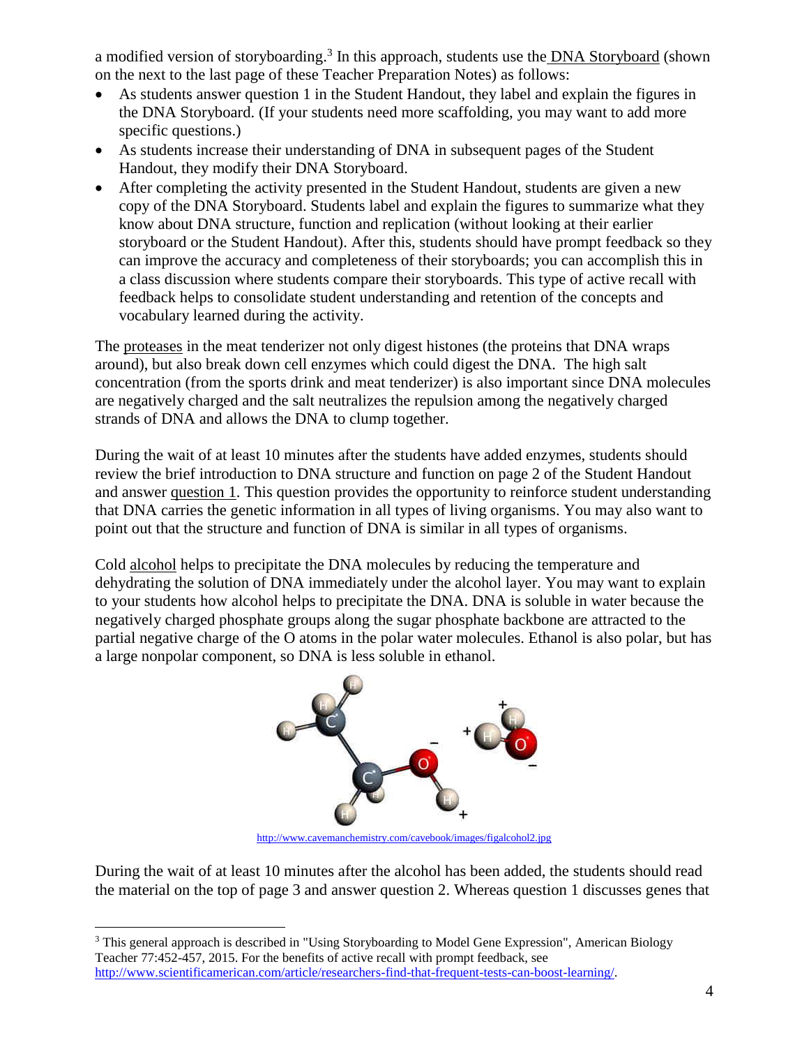a modified version of storyboarding.[3] In this approach, students use the DNA Storyboard (shown on the next to the last page of these Teacher Preparation Notes) as follows:

- As students answer question 1 in the Student Handout, they label and explain the figures in the DNA Storyboard. (If your students need more scaffolding, you may want to add more specific questions.)
- As students increase their understanding of DNA in subsequent pages of the Student Handout, they modify their DNA Storyboard.
- After completing the activity presented in the Student Handout, students are given a new copy of the DNA Storyboard. Students label and explain the figures to summarize what they know about DNA structure, function and replication (without looking at their earlier storyboard or the Student Handout). After this, students should have prompt feedback so they can improve the accuracy and completeness of their storyboards; you can accomplish this in a class discussion where students compare their storyboards. This type of active recall with feedback helps to consolidate student understanding and retention of the concepts and vocabulary learned during the activity.

The proteases in the meat tenderizer not only digest histones (the proteins that DNA wraps around), but also break down cell enzymes which could digest the DNA. The high salt concentration (from the sports drink and meat tenderizer) is also important since DNA molecules are negatively charged and the salt neutralizes the repulsion among the negatively charged strands of DNA and allows the DNA to clump together.

During the wait of at least 10 minutes after the students have added enzymes, students should review the brief introduction to DNA structure and function on page 2 of the Student Handout and answer question 1. This question provides the opportunity to reinforce student understanding that DNA carries the genetic information in all types of living organisms. You may also want to point out that the structure and function of DNA is similar in all types of organisms.

Cold alcohol helps to precipitate the DNA molecules by reducing the temperature and dehydrating the solution of DNA immediately under the alcohol layer. You may want to explain to your students how alcohol helps to precipitate the DNA. DNA is soluble in water because the negatively charged phosphate groups along the sugar phosphate backbone are attracted to the partial negative charge of the O atoms in the polar water molecules. Ethanol is also polar, but has a large nonpolar component, so DNA is less soluble in ethanol.

http://www.cavemanchemistry.com/cavebook/images/figalcohol2.jpg

During the wait of at least 10 minutes after the alcohol has been added, the students should read the material on the top of page 3 and answer question 2. Whereas question 1 discusses genes that

[3] This general approach is described in "Using Storyboarding to Model Gene Expression", American Biology Teacher 77:452-457, 2015. For the benefits of active recall with prompt feedback, see http://www.scientificamerican.com/article/researchers-find-that-frequent-tests-can-boost-learning/.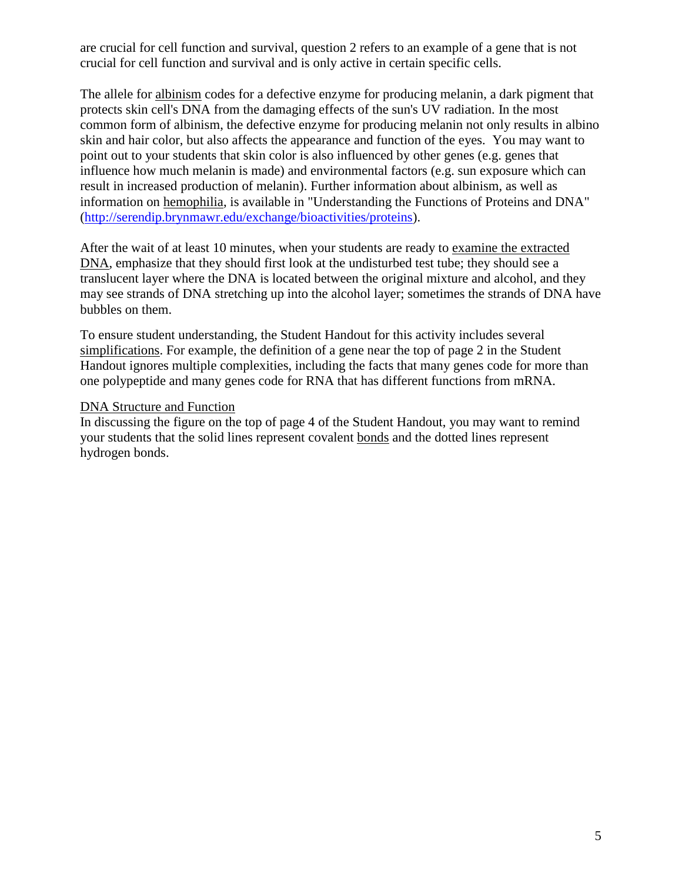are crucial for cell function and survival, question 2 refers to an example of a gene that is not crucial for cell function and survival and is only active in certain specific cells.

The allele for albinism codes for a defective enzyme for producing melanin, a dark pigment that protects skin cell's DNA from the damaging effects of the sun's UV radiation. In the most common form of albinism, the defective enzyme for producing melanin not only results in albino skin and hair color, but also affects the appearance and function of the eyes. You may want to point out to your students that skin color is also influenced by other genes (e.g. genes that influence how much melanin is made) and environmental factors (e.g. sun exposure which can result in increased production of melanin). Further information about albinism, as well as information on hemophilia, is available in "Understanding the Functions of Proteins and DNA" (http://serendip.brynmawr.edu/exchange/bioactivities/proteins).

After the wait of at least 10 minutes, when your students are ready to examine the extracted DNA, emphasize that they should first look at the undisturbed test tube; they should see a translucent layer where the DNA is located between the original mixture and alcohol, and they may see strands of DNA stretching up into the alcohol layer; sometimes the strands of DNA have bubbles on them.

To ensure student understanding, the Student Handout for this activity includes several simplifications. For example, the definition of a gene near the top of page 2 in the Student Handout ignores multiple complexities, including the facts that many genes code for more than one polypeptide and many genes code for RNA that has different functions from mRNA.

DNA Structure and Function

In discussing the figure on the top of page 4 of the Student Handout, you may want to remind your students that the solid lines represent covalent bonds and the dotted lines represent hydrogen bonds.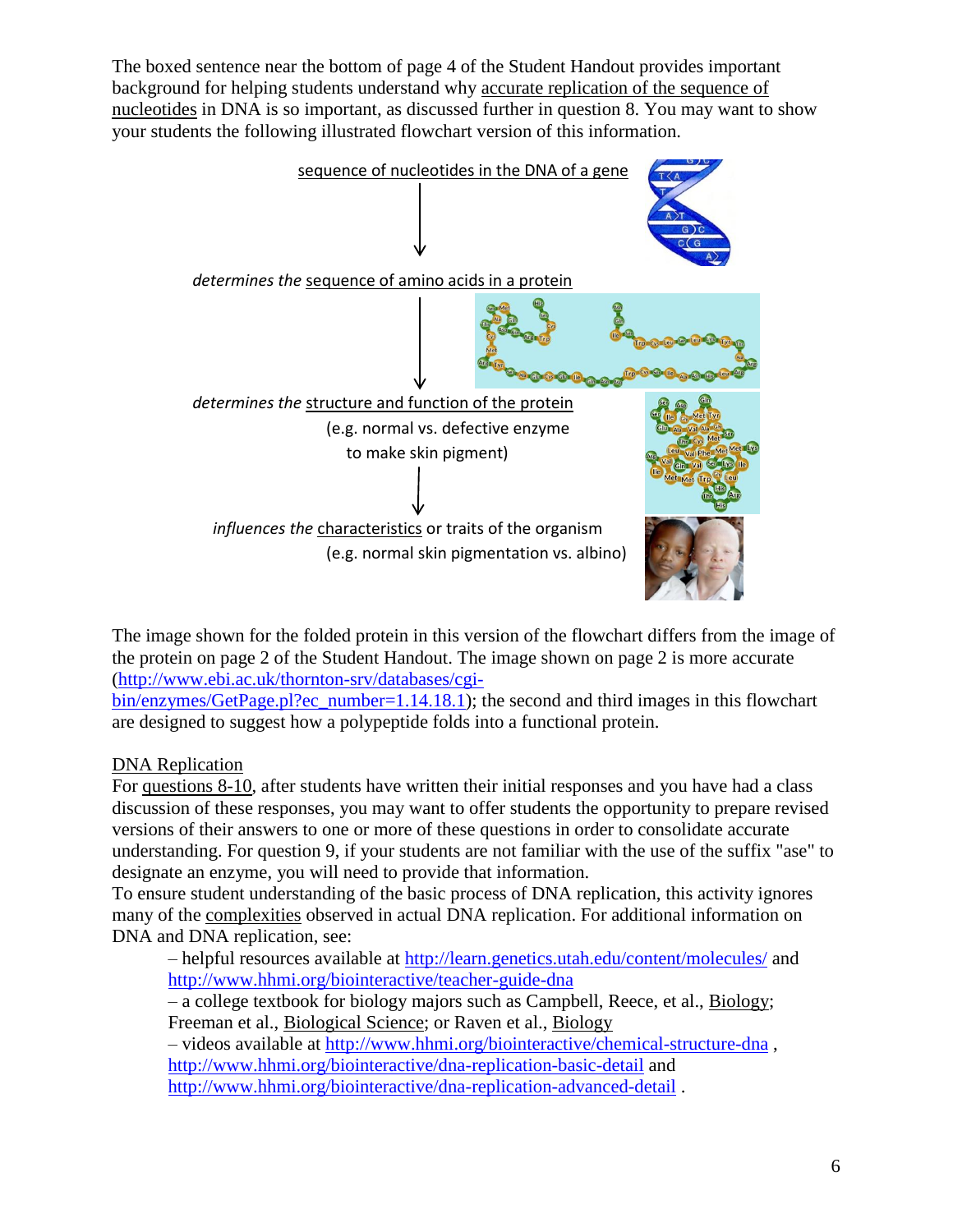The boxed sentence near the bottom of page 4 of the Student Handout provides important background for helping students understand why accurate replication of the sequence of nucleotides in DNA is so important, as discussed further in question 8. You may want to show your students the following illustrated flowchart version of this information.

sequence of nucleotides in the DNA of a gene

↓

*determines the* sequence of amino acids in a protein

↓

*determines the* structure and function of the protein
(e.g. normal vs. defective enzyme to make skin pigment)

↓

*influences the* characteristics or traits of the organism
(e.g. normal skin pigmentation vs. albino)

The image shown for the folded protein in this version of the flowchart differs from the image of the protein on page 2 of the Student Handout. The image shown on page 2 is more accurate (http://www.ebi.ac.uk/thornton-srv/databases/cgi-bin/enzymes/GetPage.pl?ec_number=1.14.18.1); the second and third images in this flowchart are designed to suggest how a polypeptide folds into a functional protein.

## DNA Replication

For questions 8-10, after students have written their initial responses and you have had a class discussion of these responses, you may want to offer students the opportunity to prepare revised versions of their answers to one or more of these questions in order to consolidate accurate understanding. For question 9, if your students are not familiar with the use of the suffix "ase" to designate an enzyme, you will need to provide that information.

To ensure student understanding of the basic process of DNA replication, this activity ignores many of the complexities observed in actual DNA replication. For additional information on DNA and DNA replication, see:

– helpful resources available at http://learn.genetics.utah.edu/content/molecules/ and http://www.hhmi.org/biointeractive/teacher-guide-dna

– a college textbook for biology majors such as Campbell, Reece, et al., Biology; Freeman et al., Biological Science; or Raven et al., Biology

– videos available at http://www.hhmi.org/biointeractive/chemical-structure-dna , http://www.hhmi.org/biointeractive/dna-replication-basic-detail and http://www.hhmi.org/biointeractive/dna-replication-advanced-detail .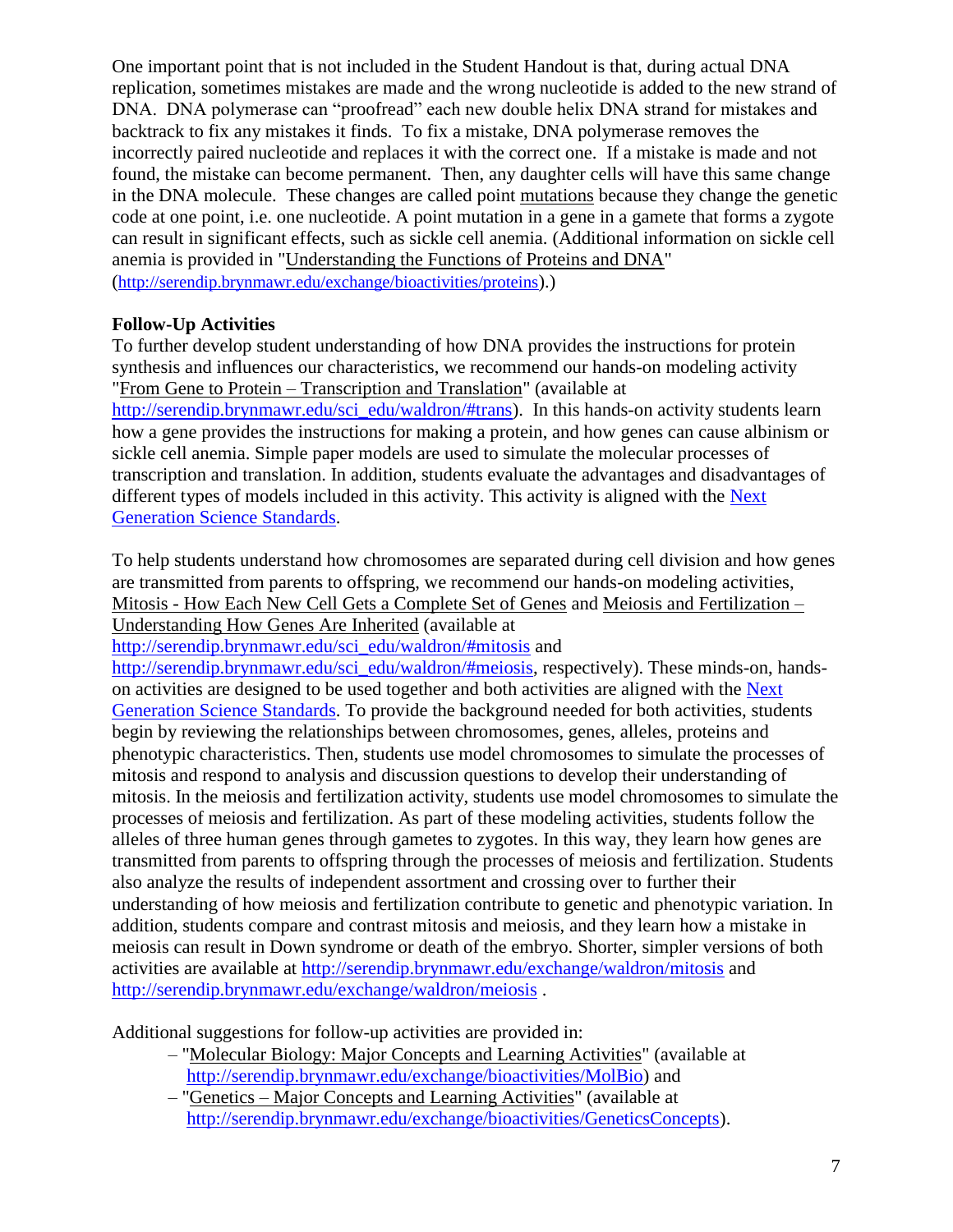One important point that is not included in the Student Handout is that, during actual DNA replication, sometimes mistakes are made and the wrong nucleotide is added to the new strand of DNA. DNA polymerase can "proofread" each new double helix DNA strand for mistakes and backtrack to fix any mistakes it finds. To fix a mistake, DNA polymerase removes the incorrectly paired nucleotide and replaces it with the correct one. If a mistake is made and not found, the mistake can become permanent. Then, any daughter cells will have this same change in the DNA molecule. These changes are called point mutations because they change the genetic code at one point, i.e. one nucleotide. A point mutation in a gene in a gamete that forms a zygote can result in significant effects, such as sickle cell anemia. (Additional information on sickle cell anemia is provided in "Understanding the Functions of Proteins and DNA" (http://serendip.brynmawr.edu/exchange/bioactivities/proteins).)

**Follow-Up Activities**

To further develop student understanding of how DNA provides the instructions for protein synthesis and influences our characteristics, we recommend our hands-on modeling activity "From Gene to Protein – Transcription and Translation" (available at http://serendip.brynmawr.edu/sci_edu/waldron/#trans). In this hands-on activity students learn how a gene provides the instructions for making a protein, and how genes can cause albinism or sickle cell anemia. Simple paper models are used to simulate the molecular processes of transcription and translation. In addition, students evaluate the advantages and disadvantages of different types of models included in this activity. This activity is aligned with the Next Generation Science Standards.

To help students understand how chromosomes are separated during cell division and how genes are transmitted from parents to offspring, we recommend our hands-on modeling activities, Mitosis - How Each New Cell Gets a Complete Set of Genes and Meiosis and Fertilization – Understanding How Genes Are Inherited (available at http://serendip.brynmawr.edu/sci_edu/waldron/#mitosis and http://serendip.brynmawr.edu/sci_edu/waldron/#meiosis, respectively). These minds-on, hands-on activities are designed to be used together and both activities are aligned with the Next Generation Science Standards. To provide the background needed for both activities, students begin by reviewing the relationships between chromosomes, genes, alleles, proteins and phenotypic characteristics. Then, students use model chromosomes to simulate the processes of mitosis and respond to analysis and discussion questions to develop their understanding of mitosis. In the meiosis and fertilization activity, students use model chromosomes to simulate the processes of meiosis and fertilization. As part of these modeling activities, students follow the alleles of three human genes through gametes to zygotes. In this way, they learn how genes are transmitted from parents to offspring through the processes of meiosis and fertilization. Students also analyze the results of independent assortment and crossing over to further their understanding of how meiosis and fertilization contribute to genetic and phenotypic variation. In addition, students compare and contrast mitosis and meiosis, and they learn how a mistake in meiosis can result in Down syndrome or death of the embryo. Shorter, simpler versions of both activities are available at http://serendip.brynmawr.edu/exchange/waldron/mitosis and http://serendip.brynmawr.edu/exchange/waldron/meiosis .

Additional suggestions for follow-up activities are provided in:

– "Molecular Biology: Major Concepts and Learning Activities" (available at http://serendip.brynmawr.edu/exchange/bioactivities/MolBio) and
– "Genetics – Major Concepts and Learning Activities" (available at http://serendip.brynmawr.edu/exchange/bioactivities/GeneticsConcepts).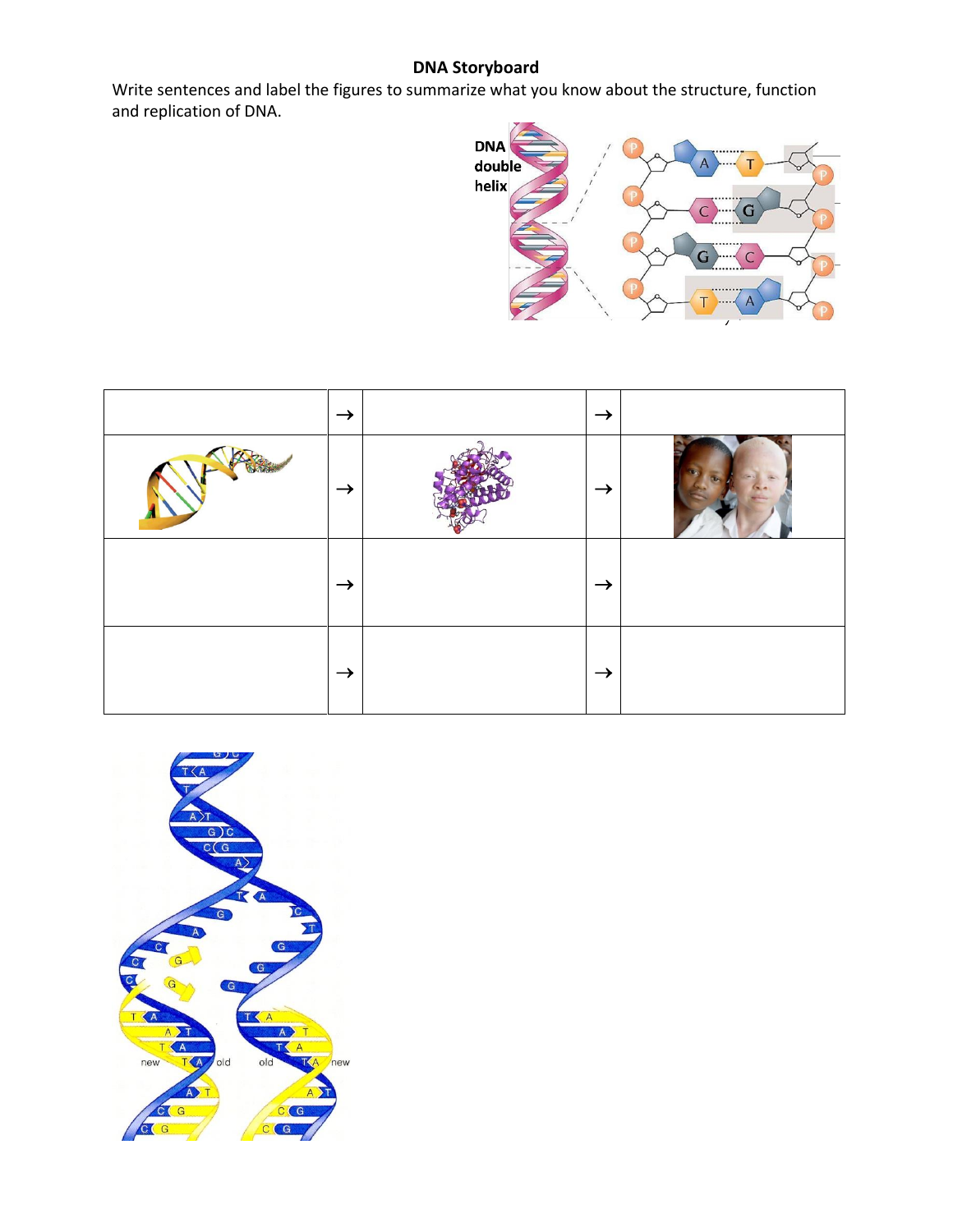**DNA Storyboard**

Write sentences and label the figures to summarize what you know about the structure, function and replication of DNA.

DNA double helix

|  | → |  | → |  |
|---|---|---|---|---|
|  | → |  | → |  |
|  | → |  | → |  |
|  | → |  | → |  |

new old old new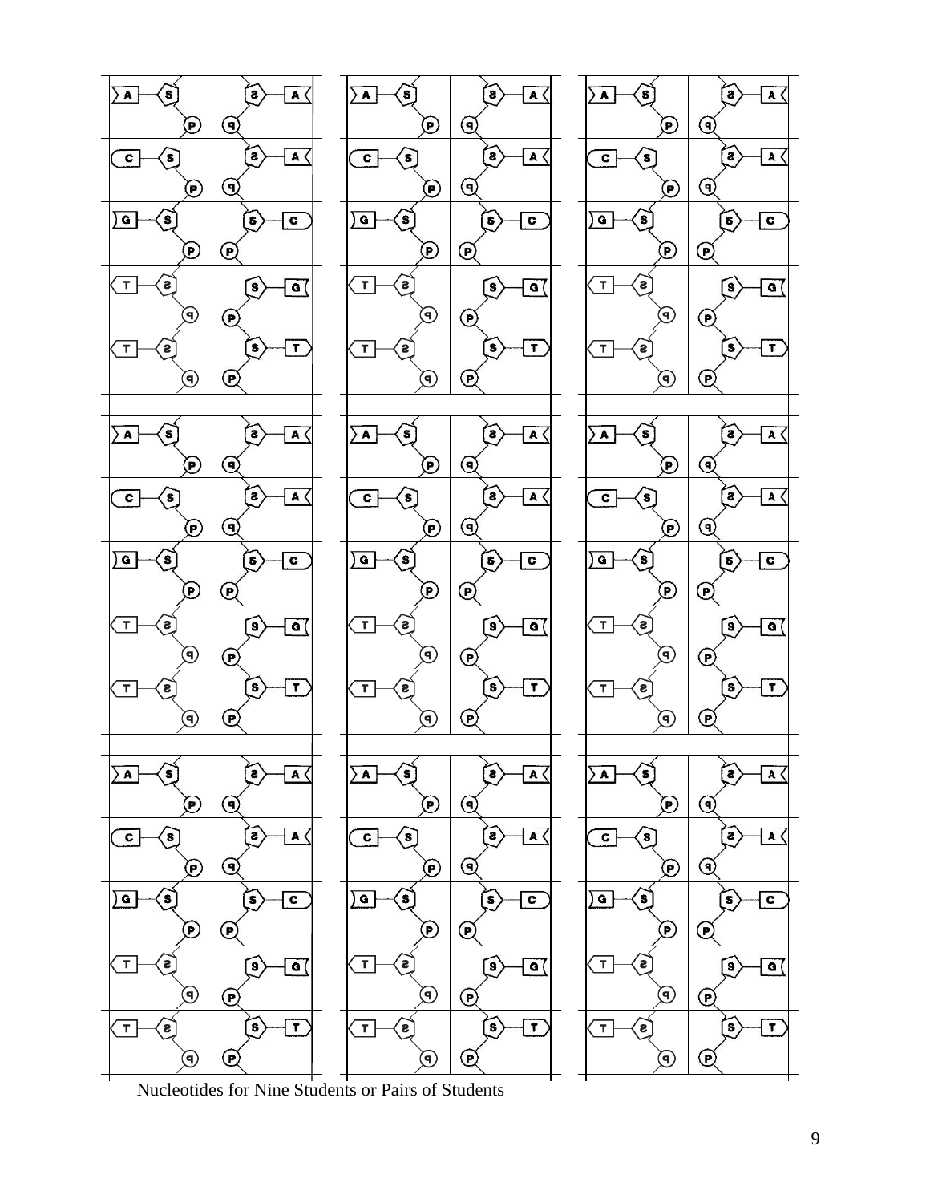Nucleotides for Nine Students or Pairs of Students